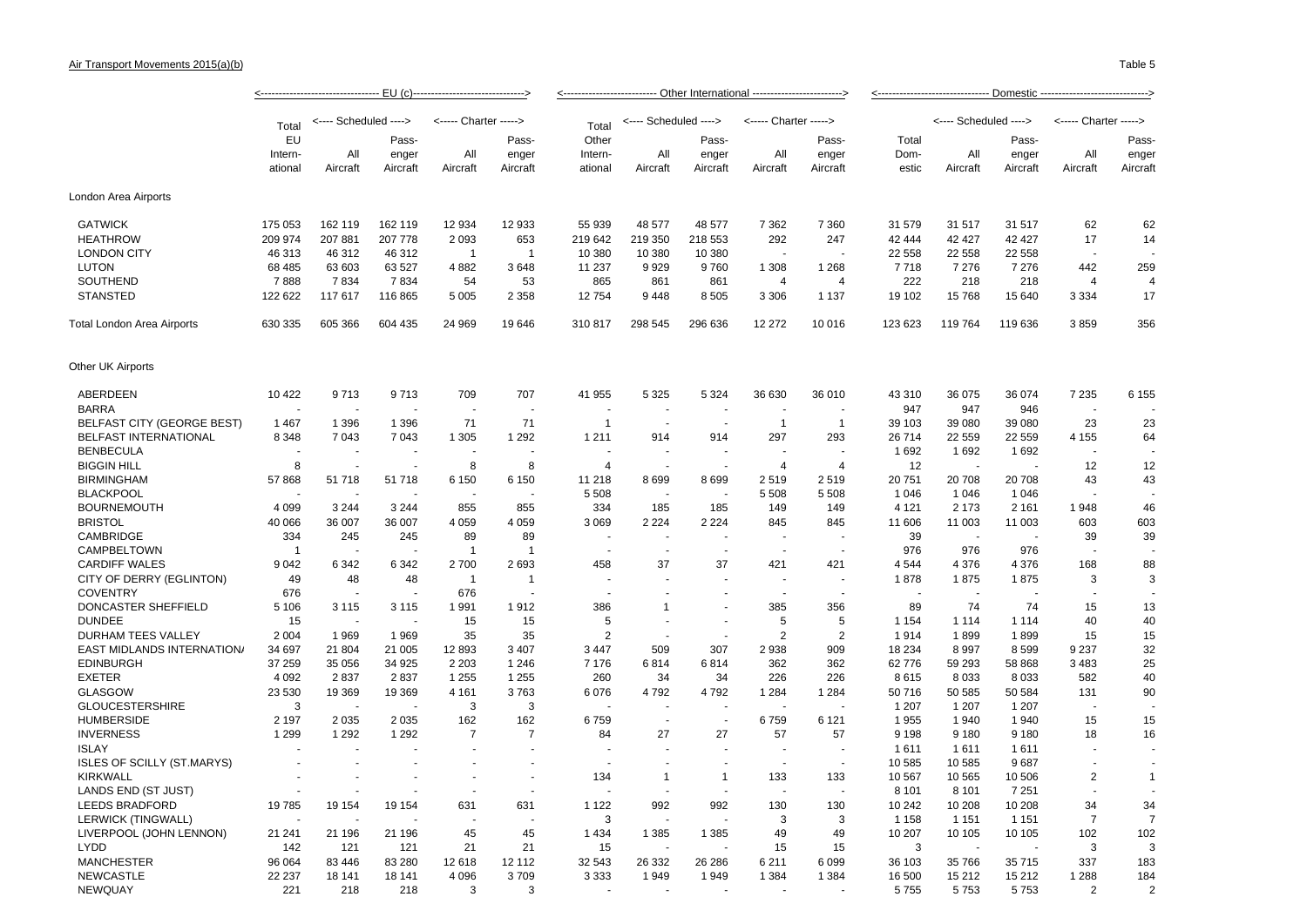Air Transport Movements 2015(a)(b)

Table 5

| | EU (c) | | | | | Other International | | | | | Domestic | | | | |
|---|---|---|---|---|---|---|---|---|---|---|---|---|---|---|---|
| | Total EU International | Scheduled | | Charter | | Total Other International | Scheduled | | Charter | | Total Domestic | Scheduled | | Charter | |
| | | All Aircraft | Passenger Aircraft | All Aircraft | Passenger Aircraft | | All Aircraft | Passenger Aircraft | All Aircraft | Passenger Aircraft | | All Aircraft | Passenger Aircraft | All Aircraft | Passenger Aircraft |
| **London Area Airports** | | | | | | | | | | | | | | | |
| GATWICK | 175 053 | 162 119 | 162 119 | 12 934 | 12 933 | 55 939 | 48 577 | 48 577 | 7 362 | 7 360 | 31 579 | 31 517 | 31 517 | 62 | 62 |
| HEATHROW | 209 974 | 207 881 | 207 778 | 2 093 | 653 | 219 642 | 219 350 | 218 553 | 292 | 247 | 42 444 | 42 427 | 42 427 | 17 | 14 |
| LONDON CITY | 46 313 | 46 312 | 46 312 | 1 | 1 | 10 380 | 10 380 | 10 380 | - | - | 22 558 | 22 558 | 22 558 | - | - |
| LUTON | 68 485 | 63 603 | 63 527 | 4 882 | 3 648 | 11 237 | 9 929 | 9 760 | 1 308 | 1 268 | 7 718 | 7 276 | 7 276 | 442 | 259 |
| SOUTHEND | 7 888 | 7 834 | 7 834 | 54 | 53 | 865 | 861 | 861 | 4 | 4 | 222 | 218 | 218 | 4 | 4 |
| STANSTED | 122 622 | 117 617 | 116 865 | 5 005 | 2 358 | 12 754 | 9 448 | 8 505 | 3 306 | 1 137 | 19 102 | 15 768 | 15 640 | 3 334 | 17 |
| **Total London Area Airports** | 630 335 | 605 366 | 604 435 | 24 969 | 19 646 | 310 817 | 298 545 | 296 636 | 12 272 | 10 016 | 123 623 | 119 764 | 119 636 | 3 859 | 356 |
| **Other UK Airports** | | | | | | | | | | | | | | | |
| ABERDEEN | 10 422 | 9 713 | 9 713 | 709 | 707 | 41 955 | 5 325 | 5 324 | 36 630 | 36 010 | 43 310 | 36 075 | 36 074 | 7 235 | 6 155 |
| BARRA | - | - | - | - | - | - | - | - | - | - | 947 | 947 | 946 | - | - |
| BELFAST CITY (GEORGE BEST) | 1 467 | 1 396 | 1 396 | 71 | 71 | 1 | - | - | 1 | 1 | 39 103 | 39 080 | 39 080 | 23 | 23 |
| BELFAST INTERNATIONAL | 8 348 | 7 043 | 7 043 | 1 305 | 1 292 | 1 211 | 914 | 914 | 297 | 293 | 26 714 | 22 559 | 22 559 | 4 155 | 64 |
| BENBECULA | - | - | - | - | - | - | - | - | - | - | 1 692 | 1 692 | 1 692 | - | - |
| BIGGIN HILL | 8 | - | - | 8 | 8 | 4 | - | - | 4 | 4 | 12 | - | - | 12 | 12 |
| BIRMINGHAM | 57 868 | 51 718 | 51 718 | 6 150 | 6 150 | 11 218 | 8 699 | 8 699 | 2 519 | 2 519 | 20 751 | 20 708 | 20 708 | 43 | 43 |
| BLACKPOOL | - | - | - | - | - | 5 508 | - | - | 5 508 | 5 508 | 1 046 | 1 046 | 1 046 | - | - |
| BOURNEMOUTH | 4 099 | 3 244 | 3 244 | 855 | 855 | 334 | 185 | 185 | 149 | 149 | 4 121 | 2 173 | 2 161 | 1 948 | 46 |
| BRISTOL | 40 066 | 36 007 | 36 007 | 4 059 | 4 059 | 3 069 | 2 224 | 2 224 | 845 | 845 | 11 606 | 11 003 | 11 003 | 603 | 603 |
| CAMBRIDGE | 334 | 245 | 245 | 89 | 89 | - | - | - | - | - | 39 | - | - | 39 | 39 |
| CAMPBELTOWN | 1 | - | - | 1 | 1 | - | - | - | - | - | 976 | 976 | 976 | - | - |
| CARDIFF WALES | 9 042 | 6 342 | 6 342 | 2 700 | 2 693 | 458 | 37 | 37 | 421 | 421 | 4 544 | 4 376 | 4 376 | 168 | 88 |
| CITY OF DERRY (EGLINTON) | 49 | 48 | 48 | 1 | 1 | - | - | - | - | - | 1 878 | 1 875 | 1 875 | 3 | 3 |
| COVENTRY | 676 | - | - | 676 | - | - | - | - | - | - | - | - | - | - | - |
| DONCASTER SHEFFIELD | 5 106 | 3 115 | 3 115 | 1 991 | 1 912 | 386 | 1 | - | 385 | 356 | 89 | 74 | 74 | 15 | 13 |
| DUNDEE | 15 | - | - | 15 | 15 | 5 | - | - | 5 | 5 | 1 154 | 1 114 | 1 114 | 40 | 40 |
| DURHAM TEES VALLEY | 2 004 | 1 969 | 1 969 | 35 | 35 | 2 | - | - | 2 | 2 | 1 914 | 1 899 | 1 899 | 15 | 15 |
| EAST MIDLANDS INTERNATION/ | 34 697 | 21 804 | 21 005 | 12 893 | 3 407 | 3 447 | 509 | 307 | 2 938 | 909 | 18 234 | 8 997 | 8 599 | 9 237 | 32 |
| EDINBURGH | 37 259 | 35 056 | 34 925 | 2 203 | 1 246 | 7 176 | 6 814 | 6 814 | 362 | 362 | 62 776 | 59 293 | 58 868 | 3 483 | 25 |
| EXETER | 4 092 | 2 837 | 2 837 | 1 255 | 1 255 | 260 | 34 | 34 | 226 | 226 | 8 615 | 8 033 | 8 033 | 582 | 40 |
| GLASGOW | 23 530 | 19 369 | 19 369 | 4 161 | 3 763 | 6 076 | 4 792 | 4 792 | 1 284 | 1 284 | 50 716 | 50 585 | 50 584 | 131 | 90 |
| GLOUCESTERSHIRE | 3 | - | - | 3 | 3 | - | - | - | - | - | 1 207 | 1 207 | 1 207 | - | - |
| HUMBERSIDE | 2 197 | 2 035 | 2 035 | 162 | 162 | 6 759 | - | - | 6 759 | 6 121 | 1 955 | 1 940 | 1 940 | 15 | 15 |
| INVERNESS | 1 299 | 1 292 | 1 292 | 7 | 7 | 84 | 27 | 27 | 57 | 57 | 9 198 | 9 180 | 9 180 | 18 | 16 |
| ISLAY | - | - | - | - | - | - | - | - | - | - | 1 611 | 1 611 | 1 611 | - | - |
| ISLES OF SCILLY (ST.MARYS) | - | - | - | - | - | - | - | - | - | - | 10 585 | 10 585 | 9 687 | - | - |
| KIRKWALL | - | - | - | - | - | 134 | 1 | 1 | 133 | 133 | 10 567 | 10 565 | 10 506 | 2 | 1 |
| LANDS END (ST JUST) | - | - | - | - | - | - | - | - | - | - | 8 101 | 8 101 | 7 251 | - | - |
| LEEDS BRADFORD | 19 785 | 19 154 | 19 154 | 631 | 631 | 1 122 | 992 | 992 | 130 | 130 | 10 242 | 10 208 | 10 208 | 34 | 34 |
| LERWICK (TINGWALL) | - | - | - | - | - | 3 | - | - | 3 | 3 | 1 158 | 1 151 | 1 151 | 7 | 7 |
| LIVERPOOL (JOHN LENNON) | 21 241 | 21 196 | 21 196 | 45 | 45 | 1 434 | 1 385 | 1 385 | 49 | 49 | 10 207 | 10 105 | 10 105 | 102 | 102 |
| LYDD | 142 | 121 | 121 | 21 | 21 | 15 | - | - | 15 | 15 | 3 | - | - | 3 | 3 |
| MANCHESTER | 96 064 | 83 446 | 83 280 | 12 618 | 12 112 | 32 543 | 26 332 | 26 286 | 6 211 | 6 099 | 36 103 | 35 766 | 35 715 | 337 | 183 |
| NEWCASTLE | 22 237 | 18 141 | 18 141 | 4 096 | 3 709 | 3 333 | 1 949 | 1 949 | 1 384 | 1 384 | 16 500 | 15 212 | 15 212 | 1 288 | 184 |
| NEWQUAY | 221 | 218 | 218 | 3 | 3 | - | - | - | - | - | 5 755 | 5 753 | 5 753 | 2 | 2 |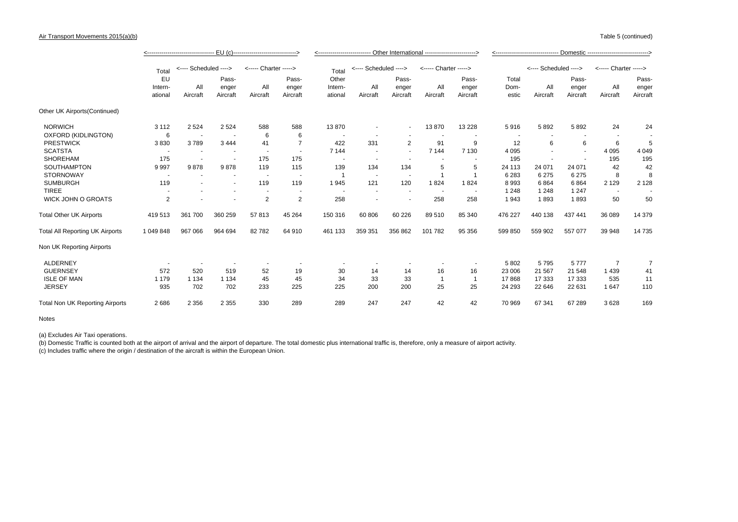Air Transport Movements 2015(a)(b)

Table 5 (continued)

| | EU (c) | | | | | Other International | | | | | Domestic | | | | |
|---|---|---|---|---|---|---|---|---|---|---|---|---|---|---|---|
| | Total | Scheduled | | Charter | | Total | Scheduled | | Charter | | | Scheduled | | Charter | |
| | Total EU Intern-ational | All Aircraft | Pass-enger Aircraft | All Aircraft | Pass-enger Aircraft | Total Other Intern-ational | All Aircraft | Pass-enger Aircraft | All Aircraft | Pass-enger Aircraft | Total Dom-estic | All Aircraft | Pass-enger Aircraft | All Aircraft | Pass-enger Aircraft |
| Other UK Airports(Continued) | | | | | | | | | | | | | | | |
| NORWICH | 3 112 | 2 524 | 2 524 | 588 | 588 | 13 870 | - | - | 13 870 | 13 228 | 5 916 | 5 892 | 5 892 | 24 | 24 |
| OXFORD (KIDLINGTON) | 6 | - | - | 6 | 6 | - | - | - | - | - | - | - | - | - | - |
| PRESTWICK | 3 830 | 3 789 | 3 444 | 41 | 7 | 422 | 331 | 2 | 91 | 9 | 12 | 6 | 6 | 6 | 5 |
| SCATSTA | - | - | - | - | - | 7 144 | - | - | 7 144 | 7 130 | 4 095 | - | - | 4 095 | 4 049 |
| SHOREHAM | 175 | - | - | 175 | 175 | - | - | - | - | - | 195 | - | - | 195 | 195 |
| SOUTHAMPTON | 9 997 | 9 878 | 9 878 | 119 | 115 | 139 | 134 | 134 | 5 | 5 | 24 113 | 24 071 | 24 071 | 42 | 42 |
| STORNOWAY | - | - | - | - | - | 1 | - | - | 1 | 1 | 6 283 | 6 275 | 6 275 | 8 | 8 |
| SUMBURGH | 119 | - | - | 119 | 119 | 1 945 | 121 | 120 | 1 824 | 1 824 | 8 993 | 6 864 | 6 864 | 2 129 | 2 128 |
| TIREE | - | - | - | - | - | - | - | - | - | - | 1 248 | 1 248 | 1 247 | - | - |
| WICK JOHN O GROATS | 2 | - | - | 2 | 2 | 258 | - | - | 258 | 258 | 1 943 | 1 893 | 1 893 | 50 | 50 |
| Total Other UK Airports | 419 513 | 361 700 | 360 259 | 57 813 | 45 264 | 150 316 | 60 806 | 60 226 | 89 510 | 85 340 | 476 227 | 440 138 | 437 441 | 36 089 | 14 379 |
| Total All Reporting UK Airports | 1 049 848 | 967 066 | 964 694 | 82 782 | 64 910 | 461 133 | 359 351 | 356 862 | 101 782 | 95 356 | 599 850 | 559 902 | 557 077 | 39 948 | 14 735 |
| Non UK Reporting Airports | | | | | | | | | | | | | | | |
| ALDERNEY | - | - | - | - | - | - | - | - | - | - | 5 802 | 5 795 | 5 777 | 7 | 7 |
| GUERNSEY | 572 | 520 | 519 | 52 | 19 | 30 | 14 | 14 | 16 | 16 | 23 006 | 21 567 | 21 548 | 1 439 | 41 |
| ISLE OF MAN | 1 179 | 1 134 | 1 134 | 45 | 45 | 34 | 33 | 33 | 1 | 1 | 17 868 | 17 333 | 17 333 | 535 | 11 |
| JERSEY | 935 | 702 | 702 | 233 | 225 | 225 | 200 | 200 | 25 | 25 | 24 293 | 22 646 | 22 631 | 1 647 | 110 |
| Total Non UK Reporting Airports | 2 686 | 2 356 | 2 355 | 330 | 289 | 289 | 247 | 247 | 42 | 42 | 70 969 | 67 341 | 67 289 | 3 628 | 169 |

Notes

(a) Excludes Air Taxi operations.

(b) Domestic Traffic is counted both at the airport of arrival and the airport of departure. The total domestic plus international traffic is, therefore, only a measure of airport activity.

(c) Includes traffic where the origin / destination of the aircraft is within the European Union.